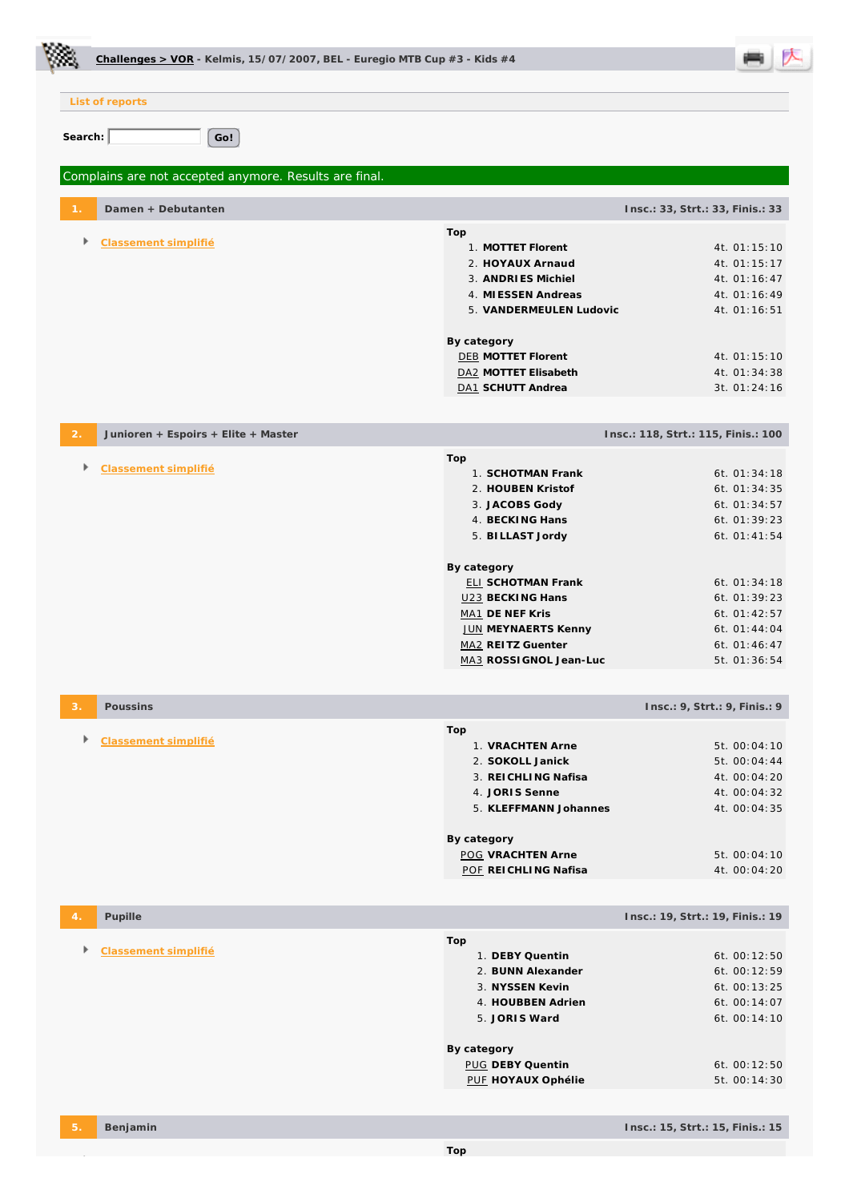**Challenges > VOR** - Kelmis, 15/07/2007, BEL - Euregio MTB Cup #3 - Kids #4

List of reports

Search: Go!

Complains are not accepted anymore. Results are final.

## 1. Damen + Debutanten

Insc.: 33, Strt.: 33, Finis.: 33

- Classement simplifié

**Top**

| | | |
|---|---|---|
| 1. | **MOTTET Florent** | 4t. 01:15:10 |
| 2. | **HOYAUX Arnaud** | 4t. 01:15:17 |
| 3. | **ANDRIES Michiel** | 4t. 01:16:47 |
| 4. | **MIESSEN Andreas** | 4t. 01:16:49 |
| 5. | **VANDERMEULEN Ludovic** | 4t. 01:16:51 |

**By category**

| | | |
|---|---|---|
| DEB | **MOTTET Florent** | 4t. 01:15:10 |
| DA2 | **MOTTET Elisabeth** | 4t. 01:34:38 |
| DA1 | **SCHUTT Andrea** | 3t. 01:24:16 |

## 2. Junioren + Espoirs + Elite + Master

Insc.: 118, Strt.: 115, Finis.: 100

- Classement simplifié

**Top**

| | | |
|---|---|---|
| 1. | **SCHOTMAN Frank** | 6t. 01:34:18 |
| 2. | **HOUBEN Kristof** | 6t. 01:34:35 |
| 3. | **JACOBS Gody** | 6t. 01:34:57 |
| 4. | **BECKING Hans** | 6t. 01:39:23 |
| 5. | **BILLAST Jordy** | 6t. 01:41:54 |

**By category**

| | | |
|---|---|---|
| ELI | **SCHOTMAN Frank** | 6t. 01:34:18 |
| U23 | **BECKING Hans** | 6t. 01:39:23 |
| MA1 | **DE NEF Kris** | 6t. 01:42:57 |
| JUN | **MEYNAERTS Kenny** | 6t. 01:44:04 |
| MA2 | **REITZ Guenter** | 6t. 01:46:47 |
| MA3 | **ROSSIGNOL Jean-Luc** | 5t. 01:36:54 |

## 3. Poussins

Insc.: 9, Strt.: 9, Finis.: 9

- Classement simplifié

**Top**

| | | |
|---|---|---|
| 1. | **VRACHTEN Arne** | 5t. 00:04:10 |
| 2. | **SOKOLL Janick** | 5t. 00:04:44 |
| 3. | **REICHLING Nafisa** | 4t. 00:04:20 |
| 4. | **JORIS Senne** | 4t. 00:04:32 |
| 5. | **KLEFFMANN Johannes** | 4t. 00:04:35 |

**By category**

| | | |
|---|---|---|
| POG | **VRACHTEN Arne** | 5t. 00:04:10 |
| POF | **REICHLING Nafisa** | 4t. 00:04:20 |

## 4. Pupille

Insc.: 19, Strt.: 19, Finis.: 19

- Classement simplifié

**Top**

| | | |
|---|---|---|
| 1. | **DEBY Quentin** | 6t. 00:12:50 |
| 2. | **BUNN Alexander** | 6t. 00:12:59 |
| 3. | **NYSSEN Kevin** | 6t. 00:13:25 |
| 4. | **HOUBBEN Adrien** | 6t. 00:14:07 |
| 5. | **JORIS Ward** | 6t. 00:14:10 |

**By category**

| | | |
|---|---|---|
| PUG | **DEBY Quentin** | 6t. 00:12:50 |
| PUF | **HOYAUX Ophélie** | 5t. 00:14:30 |

## 5. Benjamin

Insc.: 15, Strt.: 15, Finis.: 15

**Top**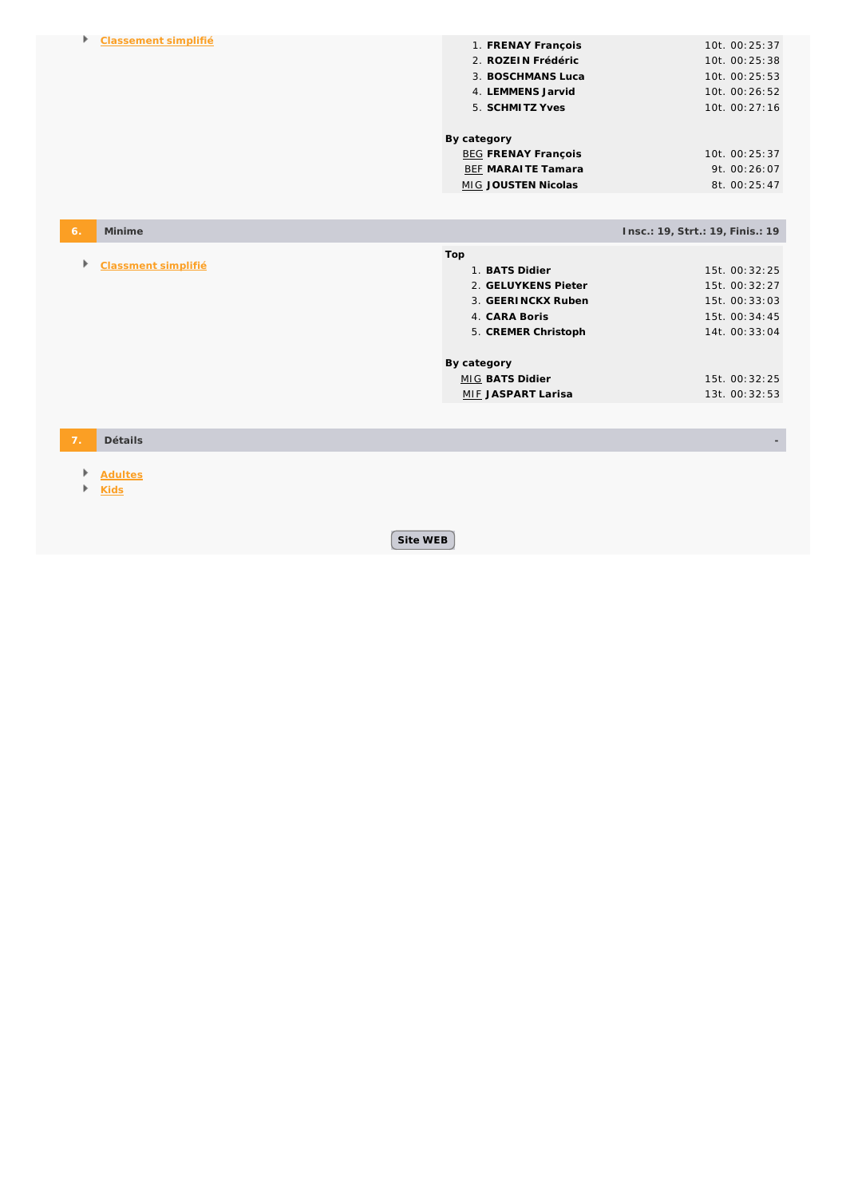- [Classement simplifié]

| | | |
|---|---|---|
| 1. | **FRENAY François** | 10t. 00:25:37 |
| 2. | **ROZEIN Frédéric** | 10t. 00:25:38 |
| 3. | **BOSCHMANS Luca** | 10t. 00:25:53 |
| 4. | **LEMMENS Jarvid** | 10t. 00:26:52 |
| 5. | **SCHMITZ Yves** | 10t. 00:27:16 |

**By category**

| | | |
|---|---|---|
| BEG | **FRENAY François** | 10t. 00:25:37 |
| BEF | **MARAITE Tamara** | 9t. 00:26:07 |
| MIG | **JOUSTEN Nicolas** | 8t. 00:25:47 |

## 6. Minime

**Insc.: 19, Strt.: 19, Finis.: 19**

- [Classement simplifié]

**Top**

| | | |
|---|---|---|
| 1. | **BATS Didier** | 15t. 00:32:25 |
| 2. | **GELUYKENS Pieter** | 15t. 00:32:27 |
| 3. | **GEERINCKX Ruben** | 15t. 00:33:03 |
| 4. | **CARA Boris** | 15t. 00:34:45 |
| 5. | **CREMER Christoph** | 14t. 00:33:04 |

**By category**

| | | |
|---|---|---|
| MIG | **BATS Didier** | 15t. 00:32:25 |
| MIF | **JASPART Larisa** | 13t. 00:32:53 |

## 7. Détails

-

- [Adultes]
- [Kids]

Site WEB